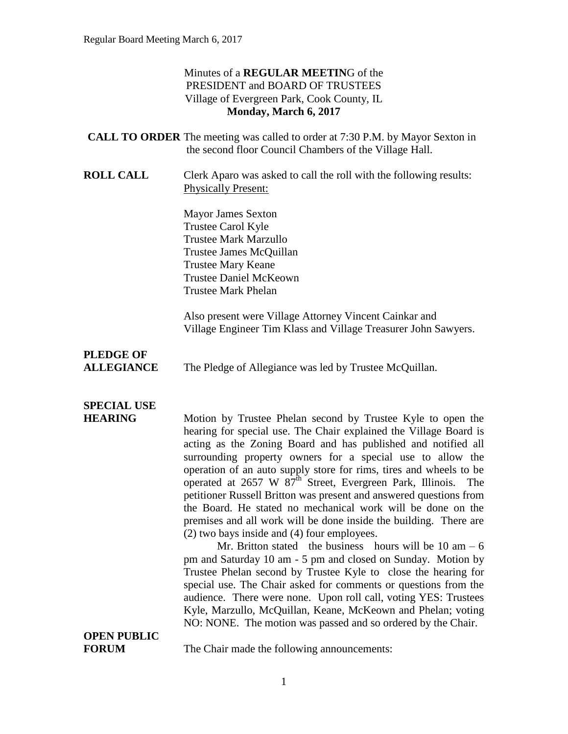Minutes of a **REGULAR MEETIN**G of the
PRESIDENT and BOARD OF TRUSTEES
Village of Evergreen Park, Cook County, IL
**Monday, March 6, 2017**

**CALL TO ORDER** The meeting was called to order at 7:30 P.M. by Mayor Sexton in the second floor Council Chambers of the Village Hall.

**ROLL CALL** Clerk Aparo was asked to call the roll with the following results:
Physically Present:

Mayor James Sexton
Trustee Carol Kyle
Trustee Mark Marzullo
Trustee James McQuillan
Trustee Mary Keane
Trustee Daniel McKeown
Trustee Mark Phelan

Also present were Village Attorney Vincent Cainkar and Village Engineer Tim Klass and Village Treasurer John Sawyers.

**PLEDGE OF ALLEGIANCE** The Pledge of Allegiance was led by Trustee McQuillan.

**SPECIAL USE HEARING** Motion by Trustee Phelan second by Trustee Kyle to open the hearing for special use. The Chair explained the Village Board is acting as the Zoning Board and has published and notified all surrounding property owners for a special use to allow the operation of an auto supply store for rims, tires and wheels to be operated at 2657 W 87th Street, Evergreen Park, Illinois. The petitioner Russell Britton was present and answered questions from the Board. He stated no mechanical work will be done on the premises and all work will be done inside the building. There are (2) two bays inside and (4) four employees.

Mr. Britton stated the business hours will be 10 am – 6 pm and Saturday 10 am - 5 pm and closed on Sunday. Motion by Trustee Phelan second by Trustee Kyle to close the hearing for special use. The Chair asked for comments or questions from the audience. There were none. Upon roll call, voting YES: Trustees Kyle, Marzullo, McQuillan, Keane, McKeown and Phelan; voting NO: NONE. The motion was passed and so ordered by the Chair.

**OPEN PUBLIC FORUM** The Chair made the following announcements: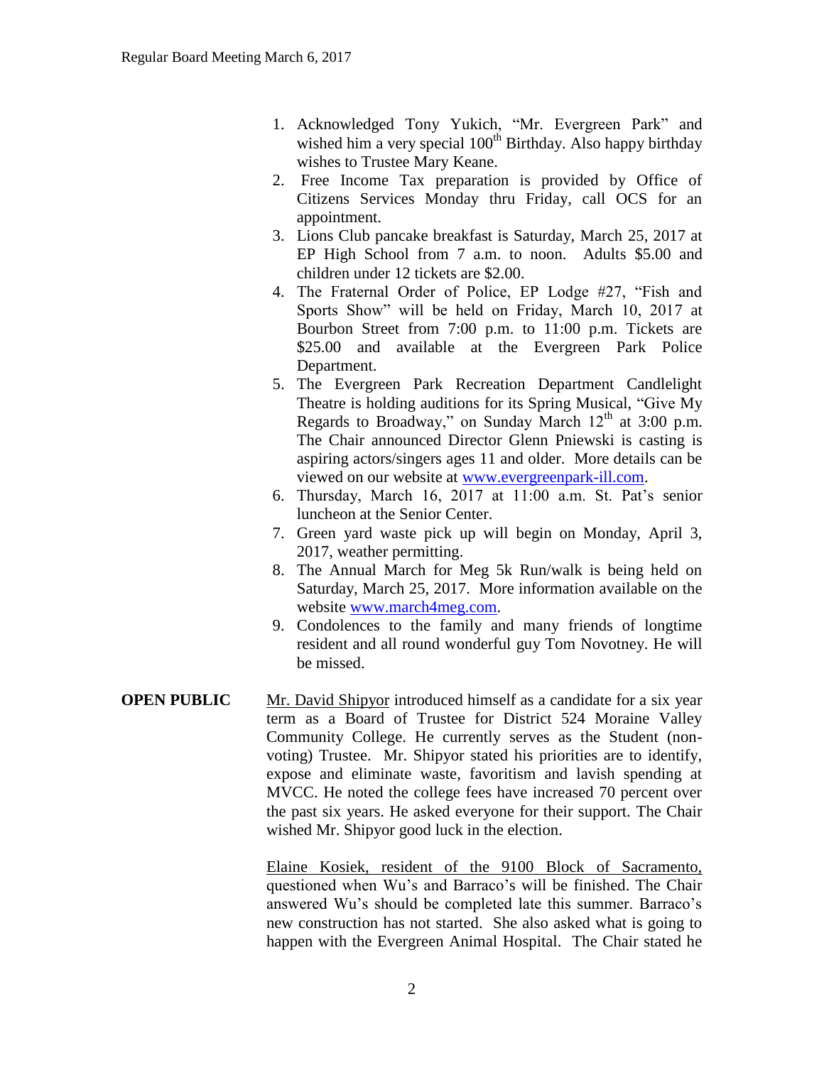1. Acknowledged Tony Yukich, "Mr. Evergreen Park" and wished him a very special 100th Birthday. Also happy birthday wishes to Trustee Mary Keane.
2. Free Income Tax preparation is provided by Office of Citizens Services Monday thru Friday, call OCS for an appointment.
3. Lions Club pancake breakfast is Saturday, March 25, 2017 at EP High School from 7 a.m. to noon. Adults $5.00 and children under 12 tickets are $2.00.
4. The Fraternal Order of Police, EP Lodge #27, "Fish and Sports Show" will be held on Friday, March 10, 2017 at Bourbon Street from 7:00 p.m. to 11:00 p.m. Tickets are $25.00 and available at the Evergreen Park Police Department.
5. The Evergreen Park Recreation Department Candlelight Theatre is holding auditions for its Spring Musical, "Give My Regards to Broadway," on Sunday March 12th at 3:00 p.m. The Chair announced Director Glenn Pniewski is casting is aspiring actors/singers ages 11 and older. More details can be viewed on our website at www.evergreenpark-ill.com.
6. Thursday, March 16, 2017 at 11:00 a.m. St. Pat's senior luncheon at the Senior Center.
7. Green yard waste pick up will begin on Monday, April 3, 2017, weather permitting.
8. The Annual March for Meg 5k Run/walk is being held on Saturday, March 25, 2017. More information available on the website www.march4meg.com.
9. Condolences to the family and many friends of longtime resident and all round wonderful guy Tom Novotney. He will be missed.

**OPEN PUBLIC**

Mr. David Shipyor introduced himself as a candidate for a six year term as a Board of Trustee for District 524 Moraine Valley Community College. He currently serves as the Student (non-voting) Trustee. Mr. Shipyor stated his priorities are to identify, expose and eliminate waste, favoritism and lavish spending at MVCC. He noted the college fees have increased 70 percent over the past six years. He asked everyone for their support. The Chair wished Mr. Shipyor good luck in the election.

Elaine Kosiek, resident of the 9100 Block of Sacramento, questioned when Wu's and Barraco's will be finished. The Chair answered Wu's should be completed late this summer. Barraco's new construction has not started. She also asked what is going to happen with the Evergreen Animal Hospital. The Chair stated he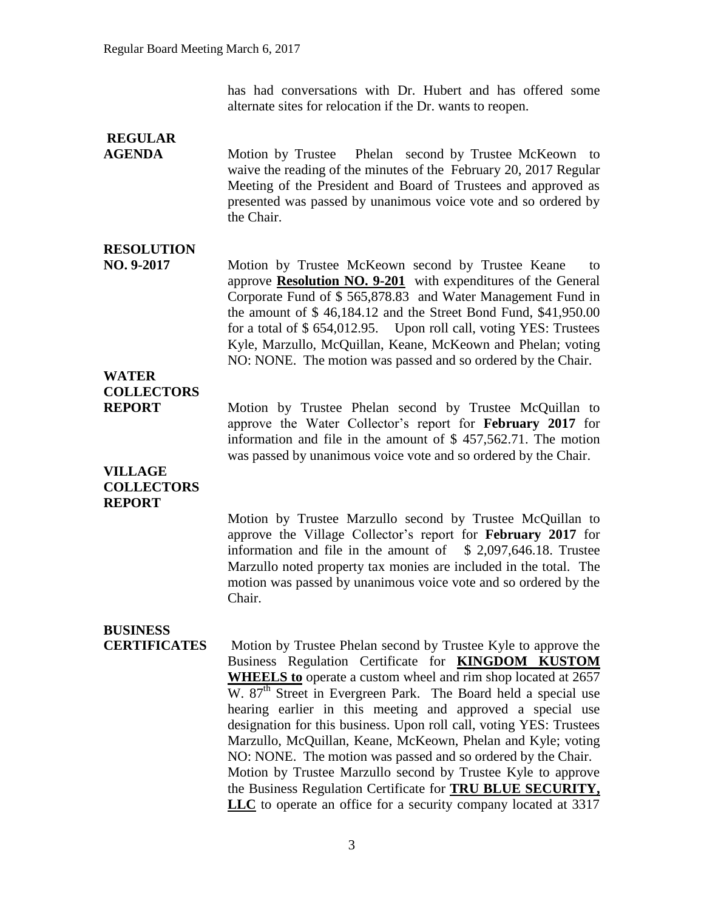has had conversations with Dr. Hubert and has offered some alternate sites for relocation if the Dr. wants to reopen.

**REGULAR AGENDA**

Motion by Trustee Phelan second by Trustee McKeown to waive the reading of the minutes of the February 20, 2017 Regular Meeting of the President and Board of Trustees and approved as presented was passed by unanimous voice vote and so ordered by the Chair.

**RESOLUTION NO. 9-2017**

Motion by Trustee McKeown second by Trustee Keane to approve **Resolution NO. 9-201** with expenditures of the General Corporate Fund of $ 565,878.83 and Water Management Fund in the amount of $ 46,184.12 and the Street Bond Fund, $41,950.00 for a total of $ 654,012.95. Upon roll call, voting YES: Trustees Kyle, Marzullo, McQuillan, Keane, McKeown and Phelan; voting NO: NONE. The motion was passed and so ordered by the Chair.

**WATER COLLECTORS REPORT**

Motion by Trustee Phelan second by Trustee McQuillan to approve the Water Collector's report for **February 2017** for information and file in the amount of $ 457,562.71. The motion was passed by unanimous voice vote and so ordered by the Chair.

**VILLAGE COLLECTORS REPORT**

Motion by Trustee Marzullo second by Trustee McQuillan to approve the Village Collector's report for **February 2017** for information and file in the amount of $ 2,097,646.18. Trustee Marzullo noted property tax monies are included in the total. The motion was passed by unanimous voice vote and so ordered by the Chair.

**BUSINESS CERTIFICATES**

Motion by Trustee Phelan second by Trustee Kyle to approve the Business Regulation Certificate for **KINGDOM KUSTOM WHEELS to** operate a custom wheel and rim shop located at 2657 W. 87th Street in Evergreen Park. The Board held a special use hearing earlier in this meeting and approved a special use designation for this business. Upon roll call, voting YES: Trustees Marzullo, McQuillan, Keane, McKeown, Phelan and Kyle; voting NO: NONE. The motion was passed and so ordered by the Chair.
Motion by Trustee Marzullo second by Trustee Kyle to approve the Business Regulation Certificate for **TRU BLUE SECURITY, LLC** to operate an office for a security company located at 3317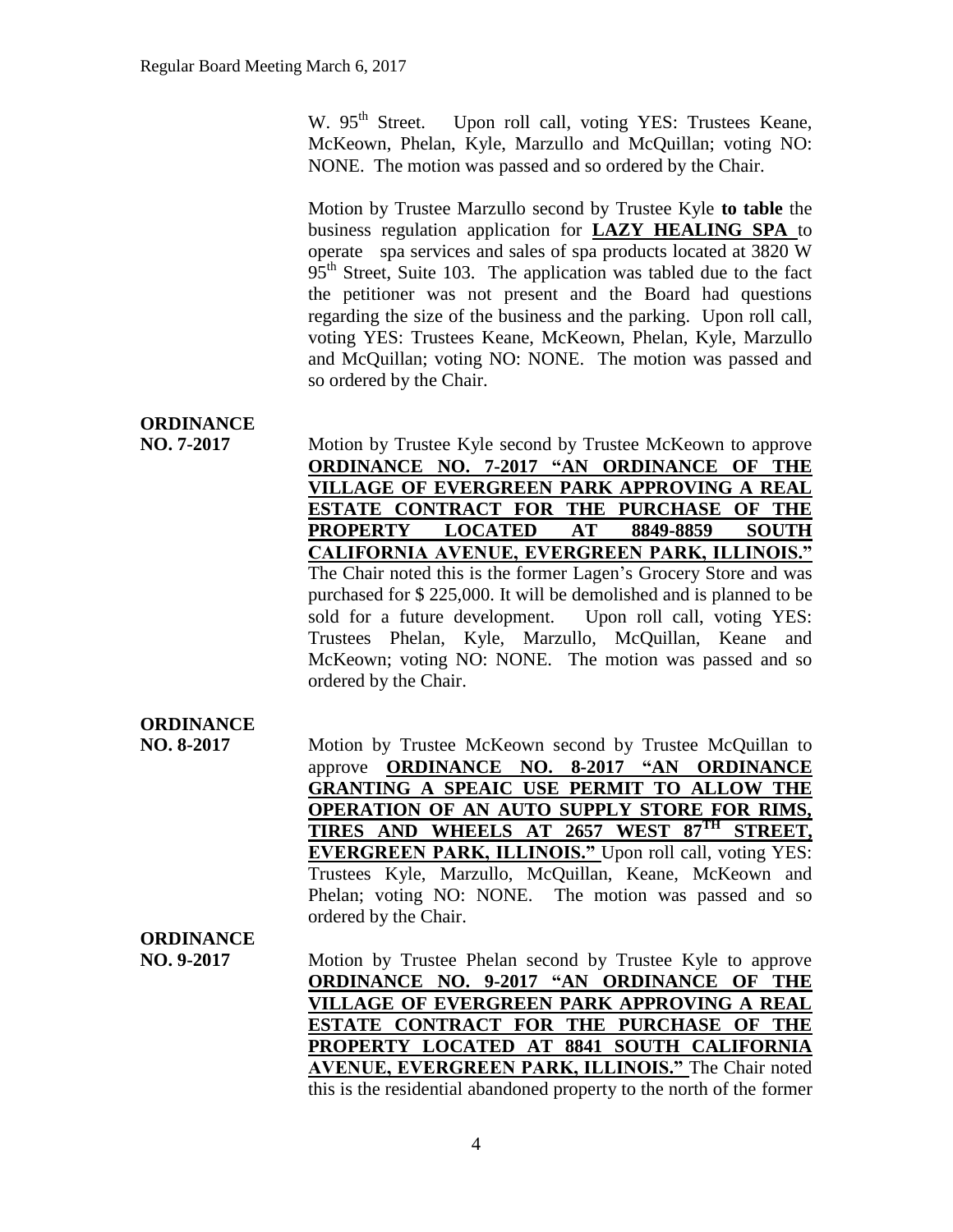W. 95th Street. Upon roll call, voting YES: Trustees Keane, McKeown, Phelan, Kyle, Marzullo and McQuillan; voting NO: NONE. The motion was passed and so ordered by the Chair.

Motion by Trustee Marzullo second by Trustee Kyle **to table** the business regulation application for **LAZY HEALING SPA** to operate spa services and sales of spa products located at 3820 W 95th Street, Suite 103. The application was tabled due to the fact the petitioner was not present and the Board had questions regarding the size of the business and the parking. Upon roll call, voting YES: Trustees Keane, McKeown, Phelan, Kyle, Marzullo and McQuillan; voting NO: NONE. The motion was passed and so ordered by the Chair.

**ORDINANCE NO. 7-2017**

Motion by Trustee Kyle second by Trustee McKeown to approve **ORDINANCE NO. 7-2017 "AN ORDINANCE OF THE VILLAGE OF EVERGREEN PARK APPROVING A REAL ESTATE CONTRACT FOR THE PURCHASE OF THE PROPERTY LOCATED AT 8849-8859 SOUTH CALIFORNIA AVENUE, EVERGREEN PARK, ILLINOIS."** The Chair noted this is the former Lagen's Grocery Store and was purchased for $ 225,000. It will be demolished and is planned to be sold for a future development. Upon roll call, voting YES: Trustees Phelan, Kyle, Marzullo, McQuillan, Keane and McKeown; voting NO: NONE. The motion was passed and so ordered by the Chair.

**ORDINANCE NO. 8-2017**

Motion by Trustee McKeown second by Trustee McQuillan to approve **ORDINANCE NO. 8-2017 "AN ORDINANCE GRANTING A SPEAIC USE PERMIT TO ALLOW THE OPERATION OF AN AUTO SUPPLY STORE FOR RIMS, TIRES AND WHEELS AT 2657 WEST 87TH STREET, EVERGREEN PARK, ILLINOIS."** Upon roll call, voting YES: Trustees Kyle, Marzullo, McQuillan, Keane, McKeown and Phelan; voting NO: NONE. The motion was passed and so ordered by the Chair.

**ORDINANCE NO. 9-2017**

Motion by Trustee Phelan second by Trustee Kyle to approve **ORDINANCE NO. 9-2017 "AN ORDINANCE OF THE VILLAGE OF EVERGREEN PARK APPROVING A REAL ESTATE CONTRACT FOR THE PURCHASE OF THE PROPERTY LOCATED AT 8841 SOUTH CALIFORNIA AVENUE, EVERGREEN PARK, ILLINOIS."** The Chair noted this is the residential abandoned property to the north of the former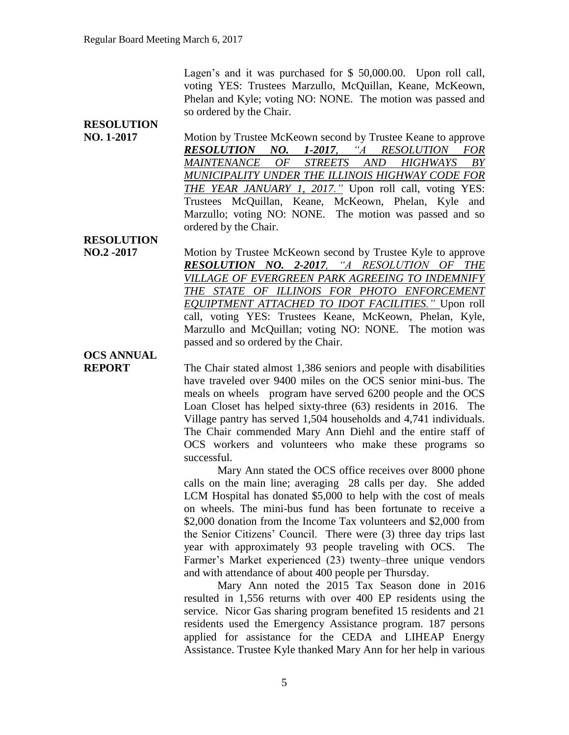Lagen's and it was purchased for $ 50,000.00. Upon roll call, voting YES: Trustees Marzullo, McQuillan, Keane, McKeown, Phelan and Kyle; voting NO: NONE. The motion was passed and so ordered by the Chair.

**RESOLUTION NO. 1-2017**

Motion by Trustee McKeown second by Trustee Keane to approve ***RESOLUTION NO. 1-2017, "A RESOLUTION FOR MAINTENANCE OF STREETS AND HIGHWAYS BY MUNICIPALITY UNDER THE ILLINOIS HIGHWAY CODE FOR THE YEAR JANUARY 1, 2017."*** Upon roll call, voting YES: Trustees McQuillan, Keane, McKeown, Phelan, Kyle and Marzullo; voting NO: NONE. The motion was passed and so ordered by the Chair.

**RESOLUTION NO.2 -2017**

Motion by Trustee McKeown second by Trustee Kyle to approve ***RESOLUTION NO. 2-2017, "A RESOLUTION OF THE VILLAGE OF EVERGREEN PARK AGREEING TO INDEMNIFY THE STATE OF ILLINOIS FOR PHOTO ENFORCEMENT EQUIPTMENT ATTACHED TO IDOT FACILITIES."*** Upon roll call, voting YES: Trustees Keane, McKeown, Phelan, Kyle, Marzullo and McQuillan; voting NO: NONE. The motion was passed and so ordered by the Chair.

**OCS ANNUAL REPORT**

The Chair stated almost 1,386 seniors and people with disabilities have traveled over 9400 miles on the OCS senior mini-bus. The meals on wheels program have served 6200 people and the OCS Loan Closet has helped sixty-three (63) residents in 2016. The Village pantry has served 1,504 households and 4,741 individuals. The Chair commended Mary Ann Diehl and the entire staff of OCS workers and volunteers who make these programs so successful.

Mary Ann stated the OCS office receives over 8000 phone calls on the main line; averaging 28 calls per day. She added LCM Hospital has donated $5,000 to help with the cost of meals on wheels. The mini-bus fund has been fortunate to receive a $2,000 donation from the Income Tax volunteers and $2,000 from the Senior Citizens' Council. There were (3) three day trips last year with approximately 93 people traveling with OCS. The Farmer's Market experienced (23) twenty–three unique vendors and with attendance of about 400 people per Thursday.

Mary Ann noted the 2015 Tax Season done in 2016 resulted in 1,556 returns with over 400 EP residents using the service. Nicor Gas sharing program benefited 15 residents and 21 residents used the Emergency Assistance program. 187 persons applied for assistance for the CEDA and LIHEAP Energy Assistance. Trustee Kyle thanked Mary Ann for her help in various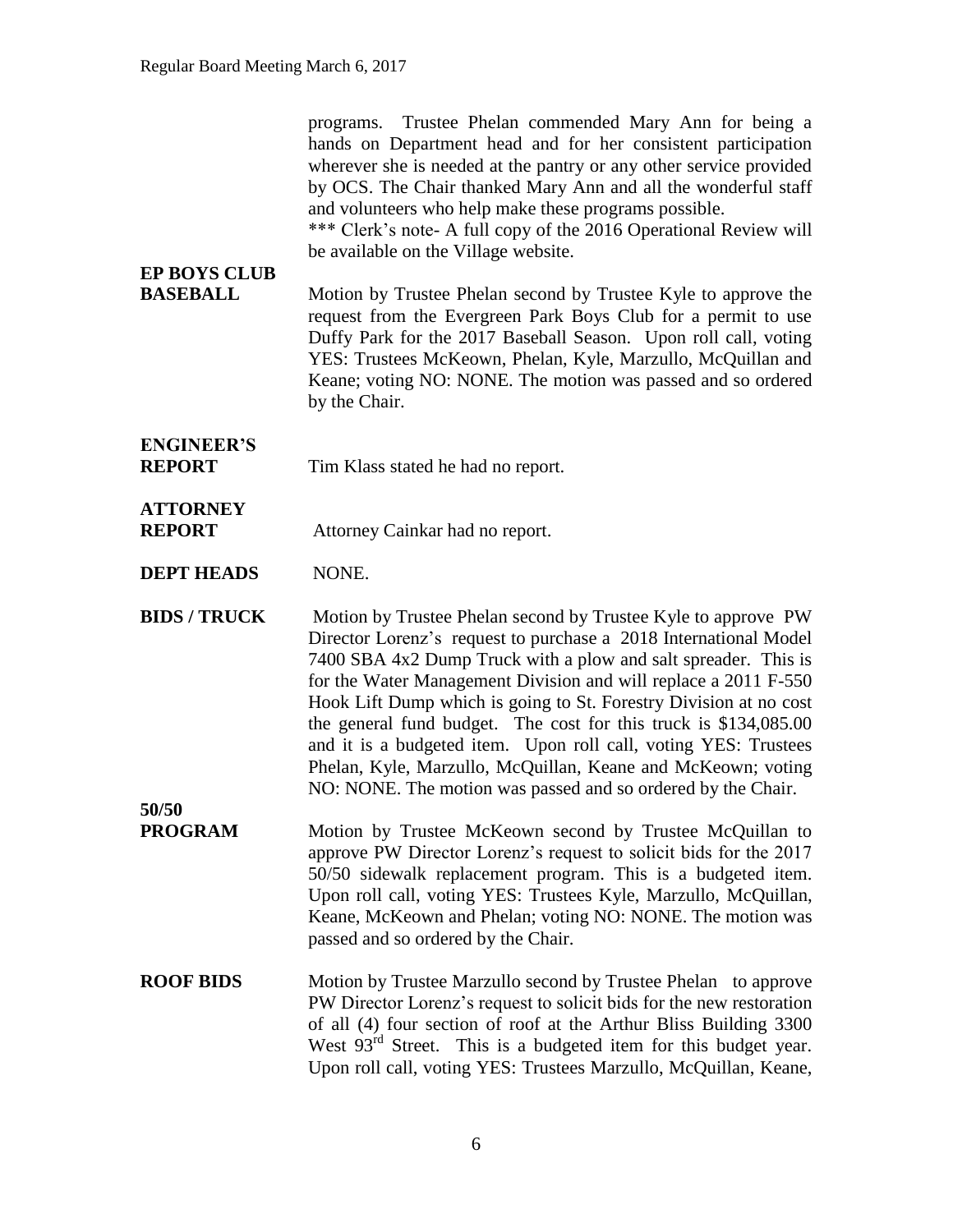programs. Trustee Phelan commended Mary Ann for being a hands on Department head and for her consistent participation wherever she is needed at the pantry or any other service provided by OCS. The Chair thanked Mary Ann and all the wonderful staff and volunteers who help make these programs possible.

*** Clerk's note- A full copy of the 2016 Operational Review will be available on the Village website.

**EP BOYS CLUB BASEBALL** Motion by Trustee Phelan second by Trustee Kyle to approve the request from the Evergreen Park Boys Club for a permit to use Duffy Park for the 2017 Baseball Season. Upon roll call, voting YES: Trustees McKeown, Phelan, Kyle, Marzullo, McQuillan and Keane; voting NO: NONE. The motion was passed and so ordered by the Chair.

**ENGINEER'S REPORT** Tim Klass stated he had no report.

**ATTORNEY REPORT** Attorney Cainkar had no report.

**DEPT HEADS** NONE.

**BIDS / TRUCK** Motion by Trustee Phelan second by Trustee Kyle to approve PW Director Lorenz's request to purchase a 2018 International Model 7400 SBA 4x2 Dump Truck with a plow and salt spreader. This is for the Water Management Division and will replace a 2011 F-550 Hook Lift Dump which is going to St. Forestry Division at no cost the general fund budget. The cost for this truck is $134,085.00 and it is a budgeted item. Upon roll call, voting YES: Trustees Phelan, Kyle, Marzullo, McQuillan, Keane and McKeown; voting NO: NONE. The motion was passed and so ordered by the Chair.

**50/50 PROGRAM** Motion by Trustee McKeown second by Trustee McQuillan to approve PW Director Lorenz's request to solicit bids for the 2017 50/50 sidewalk replacement program. This is a budgeted item. Upon roll call, voting YES: Trustees Kyle, Marzullo, McQuillan, Keane, McKeown and Phelan; voting NO: NONE. The motion was passed and so ordered by the Chair.

**ROOF BIDS** Motion by Trustee Marzullo second by Trustee Phelan to approve PW Director Lorenz's request to solicit bids for the new restoration of all (4) four section of roof at the Arthur Bliss Building 3300 West 93rd Street. This is a budgeted item for this budget year. Upon roll call, voting YES: Trustees Marzullo, McQuillan, Keane,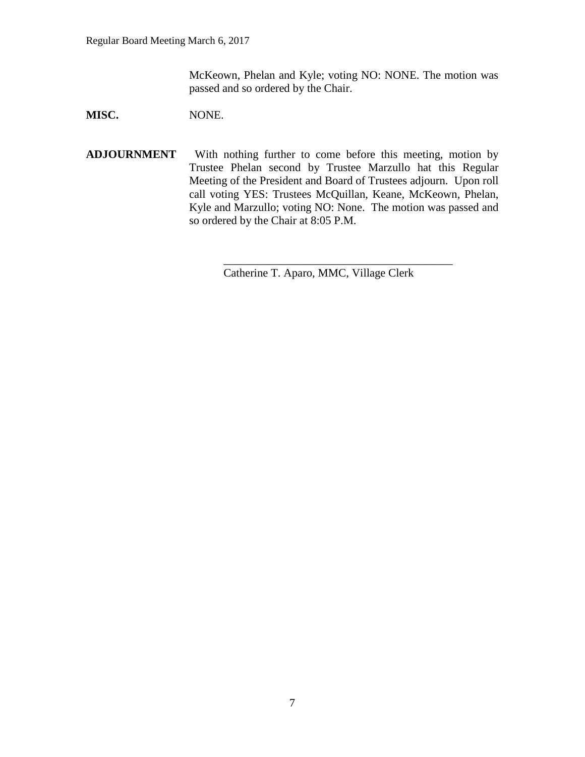McKeown, Phelan and Kyle; voting NO: NONE. The motion was passed and so ordered by the Chair.

**MISC.** NONE.

**ADJOURNMENT** With nothing further to come before this meeting, motion by Trustee Phelan second by Trustee Marzullo hat this Regular Meeting of the President and Board of Trustees adjourn. Upon roll call voting YES: Trustees McQuillan, Keane, McKeown, Phelan, Kyle and Marzullo; voting NO: None. The motion was passed and so ordered by the Chair at 8:05 P.M.

\_\_\_\_\_\_\_\_\_\_\_\_\_\_\_\_\_\_\_\_\_\_\_\_\_\_\_\_\_\_\_\_\_\_\_\_\_\_\_\_

Catherine T. Aparo, MMC, Village Clerk